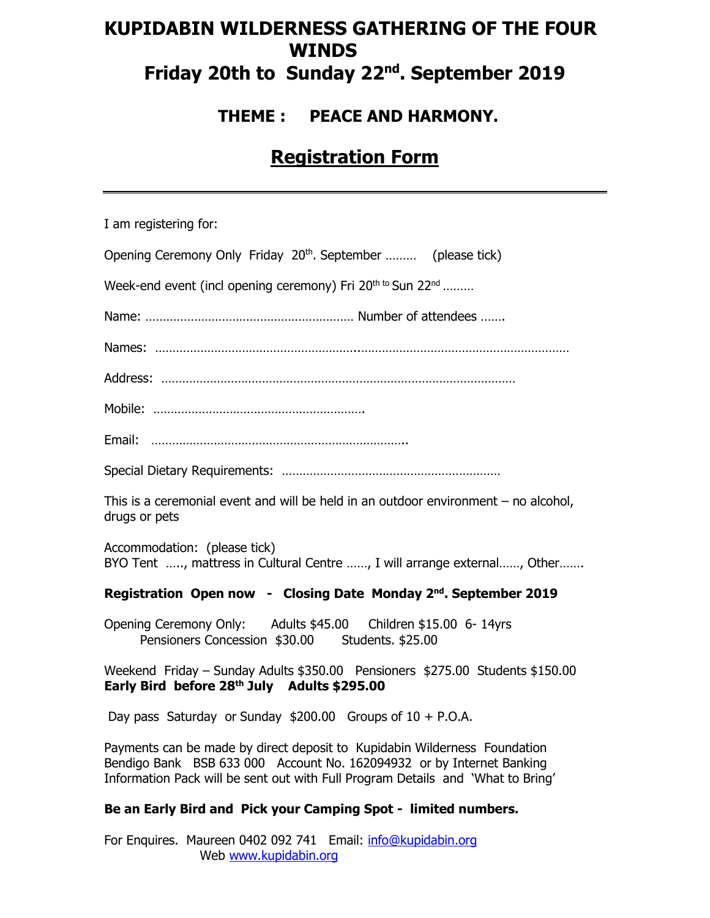# KUPIDABIN WILDERNESS GATHERING OF THE FOUR WINDS

# Friday 20th to Sunday 22nd. September 2019

## THEME : PEACE AND HARMONY.

## Registration Form

---

I am registering for:

Opening Ceremony Only Friday 20th. September ……… (please tick)

Week-end event (incl opening ceremony) Fri 20th to Sun 22nd ………

Name: …………………………………………………… Number of attendees …….

Names: ……………………………………………….……………………………………………………

Address: ………………………………………………………………………………………….

Mobile: …………………………………………………….

Email: ……………………………………………………………….

Special Dietary Requirements: ………………………………………………………

This is a ceremonial event and will be held in an outdoor environment – no alcohol, drugs or pets

Accommodation: (please tick)
BYO Tent ….., mattress in Cultural Centre ……, I will arrange external……, Other…….

**Registration Open now - Closing Date Monday 2nd. September 2019**

Opening Ceremony Only: Adults $45.00 Children $15.00 6- 14yrs
Pensioners Concession $30.00 Students. $25.00

Weekend Friday – Sunday Adults $350.00 Pensioners $275.00 Students $150.00
**Early Bird before 28th July Adults $295.00**

Day pass Saturday or Sunday $200.00 Groups of 10 + P.O.A.

Payments can be made by direct deposit to Kupidabin Wilderness Foundation
Bendigo Bank BSB 633 000 Account No. 162094932 or by Internet Banking
Information Pack will be sent out with Full Program Details and 'What to Bring'

**Be an Early Bird and Pick your Camping Spot - limited numbers.**

For Enquires. Maureen 0402 092 741 Email: info@kupidabin.org
Web www.kupidabin.org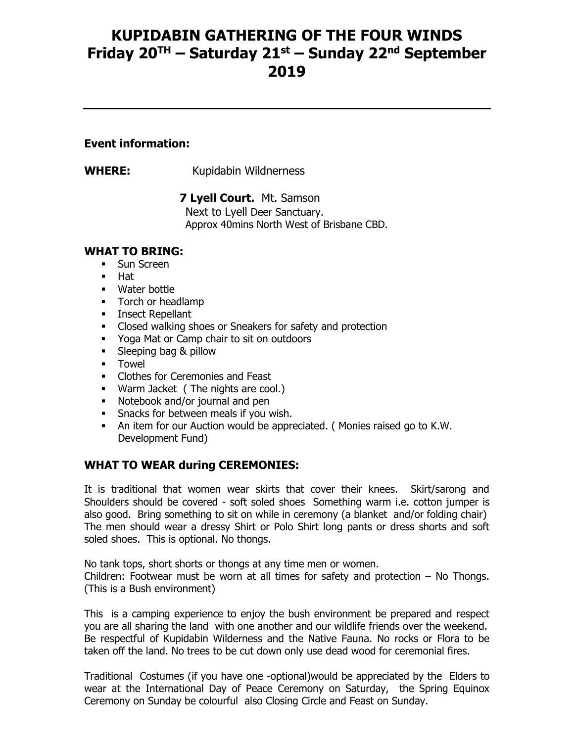# KUPIDABIN GATHERING OF THE FOUR WINDS
# Friday 20TH – Saturday 21st – Sunday 22nd September 2019

---

**Event information:**

**WHERE:** Kupidabin Wildnerness

**7 Lyell Court.** Mt. Samson
Next to Lyell Deer Sanctuary.
Approx 40mins North West of Brisbane CBD.

**WHAT TO BRING:**

- Sun Screen
- Hat
- Water bottle
- Torch or headlamp
- Insect Repellant
- Closed walking shoes or Sneakers for safety and protection
- Yoga Mat or Camp chair to sit on outdoors
- Sleeping bag & pillow
- Towel
- Clothes for Ceremonies and Feast
- Warm Jacket ( The nights are cool.)
- Notebook and/or journal and pen
- Snacks for between meals if you wish.
- An item for our Auction would be appreciated. ( Monies raised go to K.W. Development Fund)

## WHAT TO WEAR during CEREMONIES:

It is traditional that women wear skirts that cover their knees. Skirt/sarong and Shoulders should be covered - soft soled shoes Something warm i.e. cotton jumper is also good. Bring something to sit on while in ceremony (a blanket and/or folding chair) The men should wear a dressy Shirt or Polo Shirt long pants or dress shorts and soft soled shoes. This is optional. No thongs.

No tank tops, short shorts or thongs at any time men or women.
Children: Footwear must be worn at all times for safety and protection – No Thongs. (This is a Bush environment)

This is a camping experience to enjoy the bush environment be prepared and respect you are all sharing the land with one another and our wildlife friends over the weekend. Be respectful of Kupidabin Wilderness and the Native Fauna. No rocks or Flora to be taken off the land. No trees to be cut down only use dead wood for ceremonial fires.

Traditional Costumes (if you have one -optional)would be appreciated by the Elders to wear at the International Day of Peace Ceremony on Saturday, the Spring Equinox Ceremony on Sunday be colourful also Closing Circle and Feast on Sunday.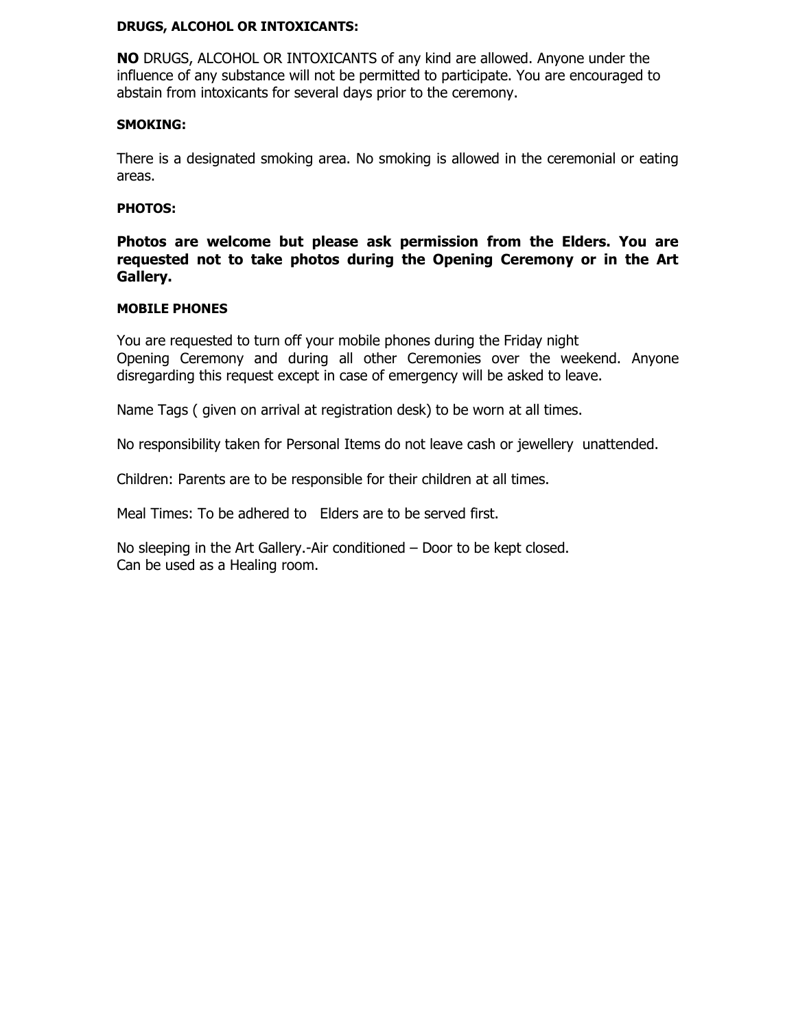**DRUGS, ALCOHOL OR INTOXICANTS:**

**NO** DRUGS, ALCOHOL OR INTOXICANTS of any kind are allowed. Anyone under the influence of any substance will not be permitted to participate. You are encouraged to abstain from intoxicants for several days prior to the ceremony.

**SMOKING:**

There is a designated smoking area. No smoking is allowed in the ceremonial or eating areas.

**PHOTOS:**

**Photos are welcome but please ask permission from the Elders. You are requested not to take photos during the Opening Ceremony or in the Art Gallery.**

**MOBILE PHONES**

You are requested to turn off your mobile phones during the Friday night Opening Ceremony and during all other Ceremonies over the weekend. Anyone disregarding this request except in case of emergency will be asked to leave.

Name Tags ( given on arrival at registration desk) to be worn at all times.

No responsibility taken for Personal Items do not leave cash or jewellery unattended.

Children: Parents are to be responsible for their children at all times.

Meal Times: To be adhered to Elders are to be served first.

No sleeping in the Art Gallery.-Air conditioned – Door to be kept closed.
Can be used as a Healing room.